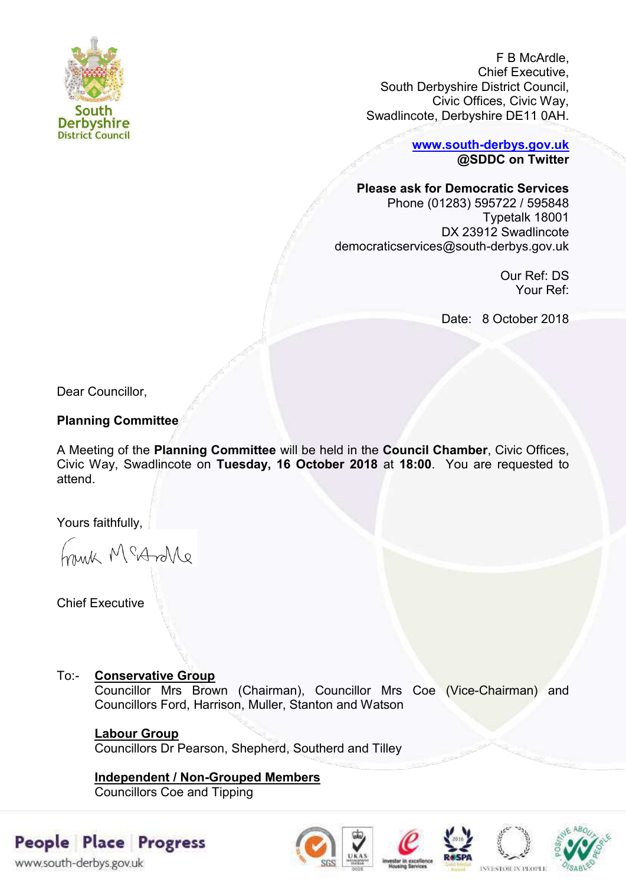South Derbyshire District Council

F B McArdle,
Chief Executive,
South Derbyshire District Council,
Civic Offices, Civic Way,
Swadlincote, Derbyshire DE11 0AH.

**www.south-derbys.gov.uk**
**@SDDC on Twitter**

**Please ask for Democratic Services**
Phone (01283) 595722 / 595848
Typetalk 18001
DX 23912 Swadlincote
democraticservices@south-derbys.gov.uk

Our Ref: DS
Your Ref:

Date: 8 October 2018

Dear Councillor,

**Planning Committee**

A Meeting of the **Planning Committee** will be held in the **Council Chamber**, Civic Offices, Civic Way, Swadlincote on **Tuesday, 16 October 2018** at **18:00**. You are requested to attend.

Yours faithfully,

Frank McArdle

Chief Executive

To:- **Conservative Group**
Councillor Mrs Brown (Chairman), Councillor Mrs Coe (Vice-Chairman) and Councillors Ford, Harrison, Muller, Stanton and Watson

**Labour Group**
Councillors Dr Pearson, Shepherd, Southerd and Tilley

**Independent / Non-Grouped Members**
Councillors Coe and Tipping

People | Place | Progress
www.south-derbys.gov.uk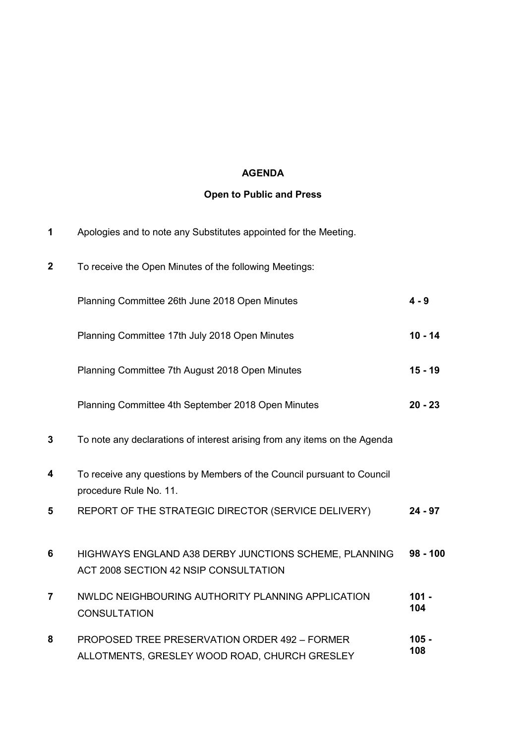**AGENDA**

**Open to Public and Press**

| | | |
|---|---|---|
| **1** | Apologies and to note any Substitutes appointed for the Meeting. | |
| **2** | To receive the Open Minutes of the following Meetings: | |
| | Planning Committee 26th June 2018 Open Minutes | **4 - 9** |
| | Planning Committee 17th July 2018 Open Minutes | **10 - 14** |
| | Planning Committee 7th August 2018 Open Minutes | **15 - 19** |
| | Planning Committee 4th September 2018 Open Minutes | **20 - 23** |
| **3** | To note any declarations of interest arising from any items on the Agenda | |
| **4** | To receive any questions by Members of the Council pursuant to Council procedure Rule No. 11. | |
| **5** | REPORT OF THE STRATEGIC DIRECTOR (SERVICE DELIVERY) | **24 - 97** |
| **6** | HIGHWAYS ENGLAND A38 DERBY JUNCTIONS SCHEME, PLANNING ACT 2008 SECTION 42 NSIP CONSULTATION | **98 - 100** |
| **7** | NWLDC NEIGHBOURING AUTHORITY PLANNING APPLICATION CONSULTATION | **101 - 104** |
| **8** | PROPOSED TREE PRESERVATION ORDER 492 – FORMER ALLOTMENTS, GRESLEY WOOD ROAD, CHURCH GRESLEY | **105 - 108** |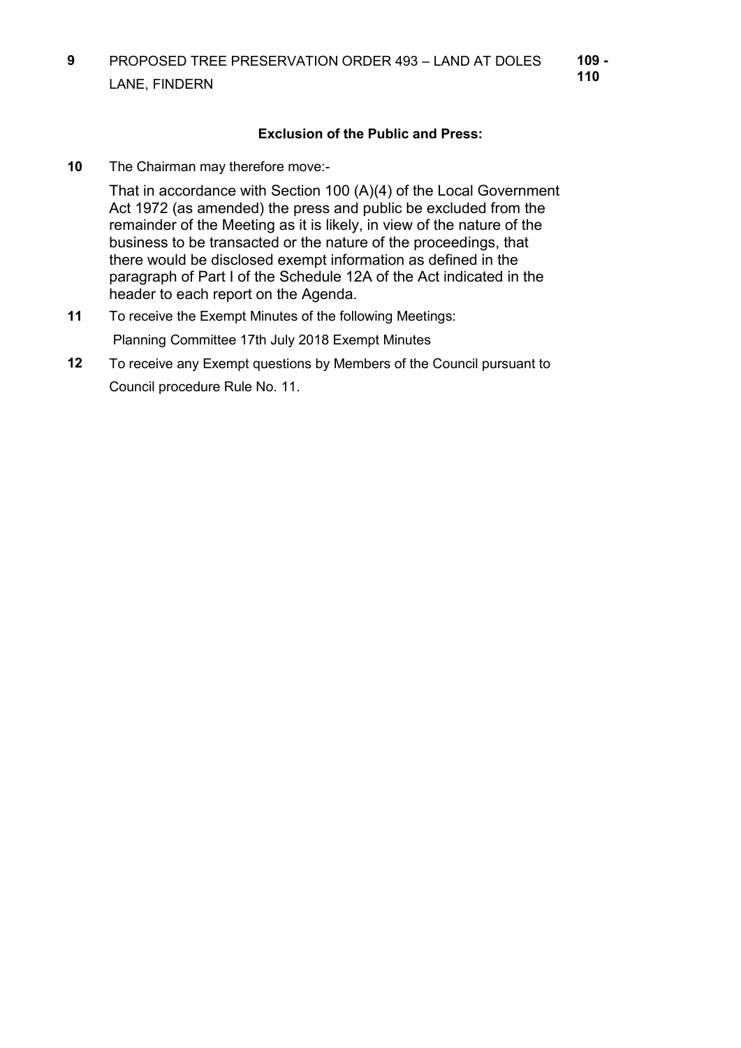| | | |
|---|---|---|
| **9** | PROPOSED TREE PRESERVATION ORDER 493 – LAND AT DOLES LANE, FINDERN | **109 - 110** |

**Exclusion of the Public and Press:**

**10** The Chairman may therefore move:-

That in accordance with Section 100 (A)(4) of the Local Government Act 1972 (as amended) the press and public be excluded from the remainder of the Meeting as it is likely, in view of the nature of the business to be transacted or the nature of the proceedings, that there would be disclosed exempt information as defined in the paragraph of Part I of the Schedule 12A of the Act indicated in the header to each report on the Agenda.

**11** To receive the Exempt Minutes of the following Meetings:

Planning Committee 17th July 2018 Exempt Minutes

**12** To receive any Exempt questions by Members of the Council pursuant to Council procedure Rule No. 11.